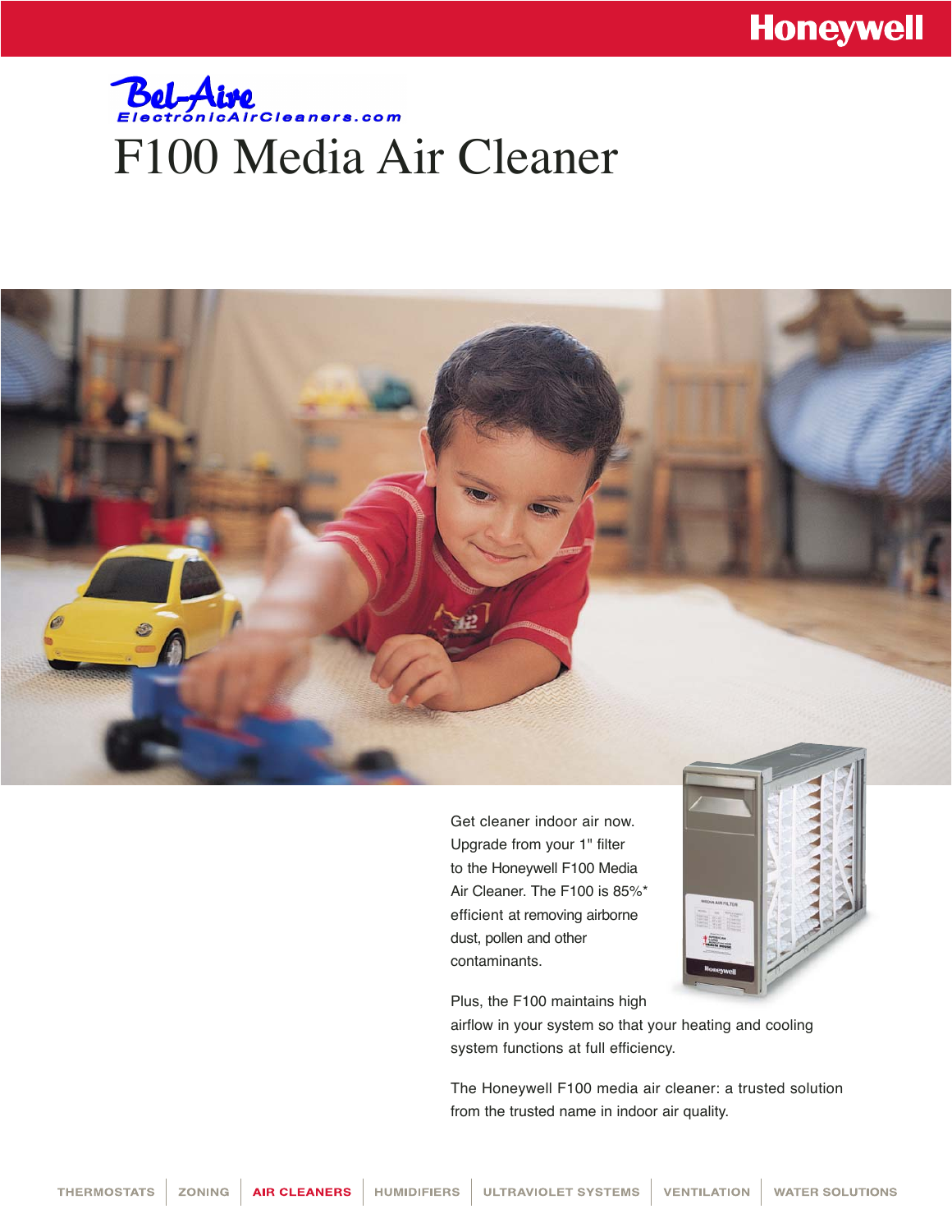Honeywell

Bel-Aire
ElectronicAirCleaners.com

# F100 Media Air Cleaner

Get cleaner indoor air now. Upgrade from your 1" filter to the Honeywell F100 Media Air Cleaner. The F100 is 85%* efficient at removing airborne dust, pollen and other contaminants.

Plus, the F100 maintains high airflow in your system so that your heating and cooling system functions at full efficiency.

The Honeywell F100 media air cleaner: a trusted solution from the trusted name in indoor air quality.

THERMOSTATS | ZONING | **AIR CLEANERS** | HUMIDIFIERS | ULTRAVIOLET SYSTEMS | VENTILATION | WATER SOLUTIONS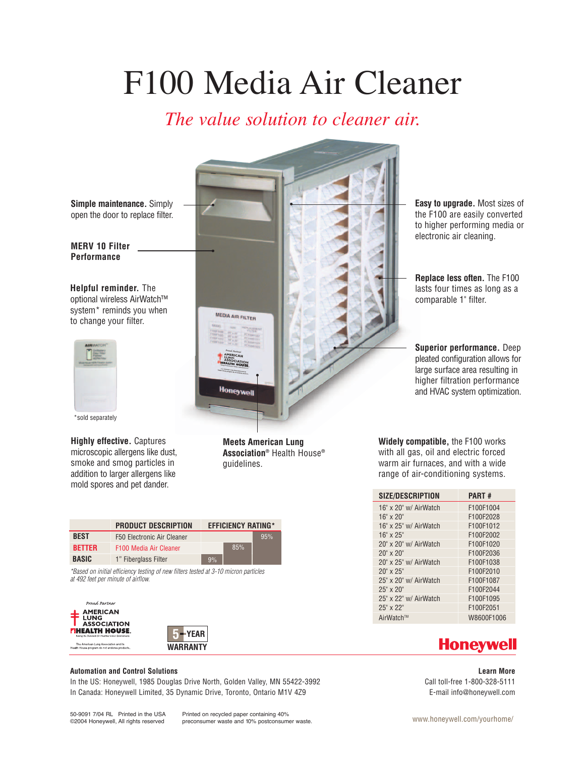# F100 Media Air Cleaner

*The value solution to cleaner air.*

**Simple maintenance.** Simply open the door to replace filter.

**MERV 10 Filter Performance**

**Helpful reminder.** The optional wireless AirWatch™ system* reminds you when to change your filter.

*sold separately

**Easy to upgrade.** Most sizes of the F100 are easily converted to higher performing media or electronic air cleaning.

**Replace less often.** The F100 lasts four times as long as a comparable 1" filter.

**Superior performance.** Deep pleated configuration allows for large surface area resulting in higher filtration performance and HVAC system optimization.

**Highly effective.** Captures microscopic allergens like dust, smoke and smog particles in addition to larger allergens like mold spores and pet dander.

**Meets American Lung Association® Health House®** guidelines.

**Widely compatible,** the F100 works with all gas, oil and electric forced warm air furnaces, and with a wide range of air-conditioning systems.

| | PRODUCT DESCRIPTION | EFFICIENCY RATING* |
|---|---|---|
| **BEST** | F50 Electronic Air Cleaner | 95% |
| **BETTER** | F100 Media Air Cleaner | 85% |
| **BASIC** | 1" Fiberglass Filter | 9% |

*Based on initial efficiency testing of new filters tested at 3-10 micron particles at 492 feet per minute of airflow.*

| SIZE/DESCRIPTION | PART # |
|---|---|
| 16" x 20" w/ AirWatch | F100F1004 |
| 16" x 20" | F100F2028 |
| 16" x 25" w/ AirWatch | F100F1012 |
| 16" x 25" | F100F2002 |
| 20" x 20" w/ AirWatch | F100F1020 |
| 20" x 20" | F100F2036 |
| 20" x 25" w/ AirWatch | F100F1038 |
| 20" x 25" | F100F2010 |
| 25" x 20" w/ AirWatch | F100F1087 |
| 25" x 20" | F100F2044 |
| 25" x 22" w/ AirWatch | F100F1095 |
| 25" x 22" | F100F2051 |
| AirWatch™ | W8600F1006 |

Proud Partner
AMERICAN LUNG ASSOCIATION HEALTH HOUSE.

5-YEAR WARRANTY

Honeywell

**Automation and Control Solutions**
In the US: Honeywell, 1985 Douglas Drive North, Golden Valley, MN 55422-3992
In Canada: Honeywell Limited, 35 Dynamic Drive, Toronto, Ontario M1V 4Z9

**Learn More**
Call toll-free 1-800-328-5111
E-mail info@honeywell.com

50-9091 7/04 RL Printed in the USA
©2004 Honeywell, All rights reserved

Printed on recycled paper containing 40% preconsumer waste and 10% postconsumer waste.

www.honeywell.com/yourhome/